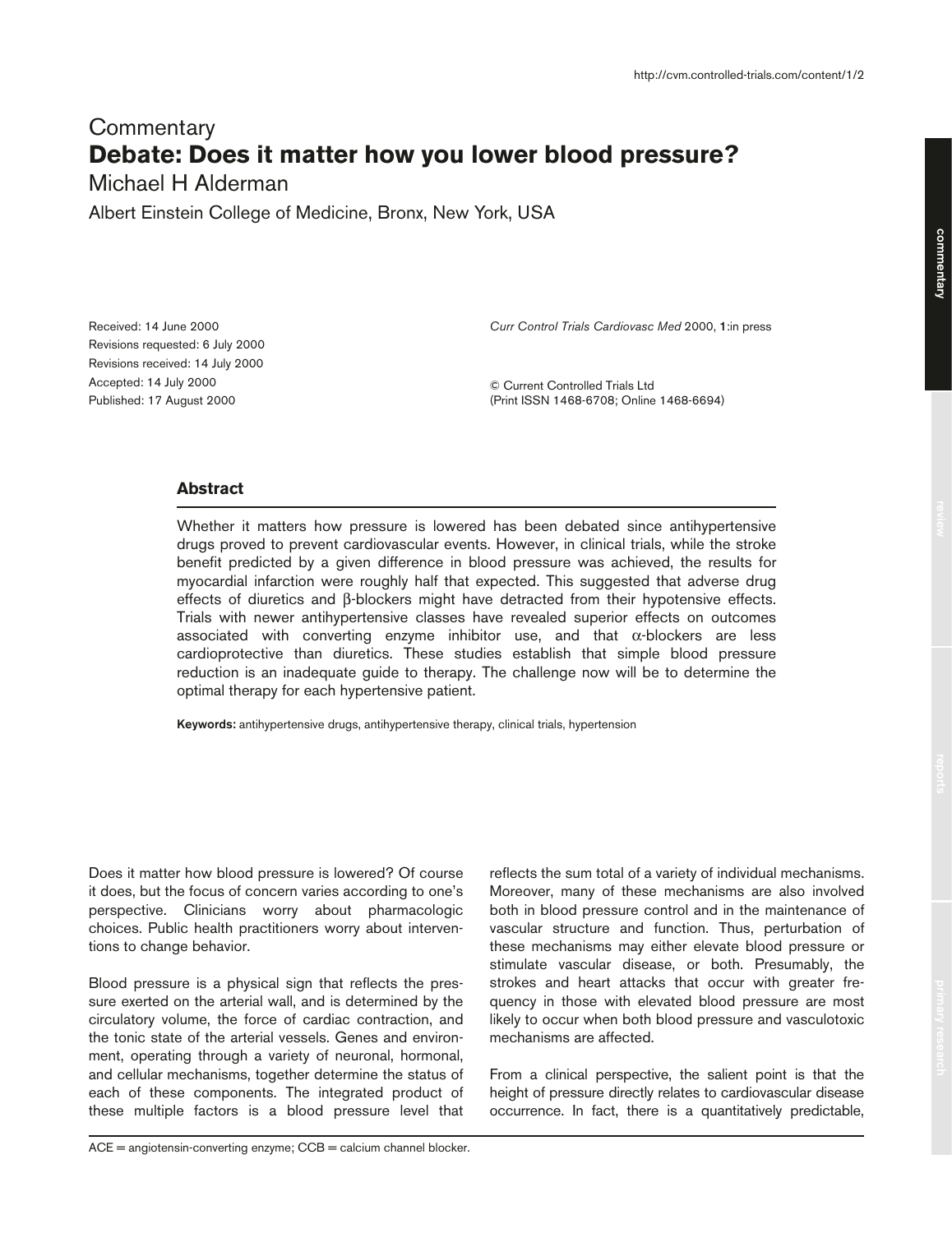Commentary

# Debate: Does it matter how you lower blood pressure?

Michael H Alderman

Albert Einstein College of Medicine, Bronx, New York, USA

Received: 14 June 2000
Revisions requested: 6 July 2000
Revisions received: 14 July 2000
Accepted: 14 July 2000
Published: 17 August 2000

*Curr Control Trials Cardiovasc Med* 2000, **1**:in press

© Current Controlled Trials Ltd
(Print ISSN 1468-6708; Online 1468-6694)

## Abstract

Whether it matters how pressure is lowered has been debated since antihypertensive drugs proved to prevent cardiovascular events. However, in clinical trials, while the stroke benefit predicted by a given difference in blood pressure was achieved, the results for myocardial infarction were roughly half that expected. This suggested that adverse drug effects of diuretics and β-blockers might have detracted from their hypotensive effects. Trials with newer antihypertensive classes have revealed superior effects on outcomes associated with converting enzyme inhibitor use, and that α-blockers are less cardioprotective than diuretics. These studies establish that simple blood pressure reduction is an inadequate guide to therapy. The challenge now will be to determine the optimal therapy for each hypertensive patient.

**Keywords:** antihypertensive drugs, antihypertensive therapy, clinical trials, hypertension

Does it matter how blood pressure is lowered? Of course it does, but the focus of concern varies according to one's perspective. Clinicians worry about pharmacologic choices. Public health practitioners worry about interventions to change behavior.

Blood pressure is a physical sign that reflects the pressure exerted on the arterial wall, and is determined by the circulatory volume, the force of cardiac contraction, and the tonic state of the arterial vessels. Genes and environment, operating through a variety of neuronal, hormonal, and cellular mechanisms, together determine the status of each of these components. The integrated product of these multiple factors is a blood pressure level that reflects the sum total of a variety of individual mechanisms. Moreover, many of these mechanisms are also involved both in blood pressure control and in the maintenance of vascular structure and function. Thus, perturbation of these mechanisms may either elevate blood pressure or stimulate vascular disease, or both. Presumably, the strokes and heart attacks that occur with greater frequency in those with elevated blood pressure are most likely to occur when both blood pressure and vasculotoxic mechanisms are affected.

From a clinical perspective, the salient point is that the height of pressure directly relates to cardiovascular disease occurrence. In fact, there is a quantitatively predictable,

ACE = angiotensin-converting enzyme; CCB = calcium channel blocker.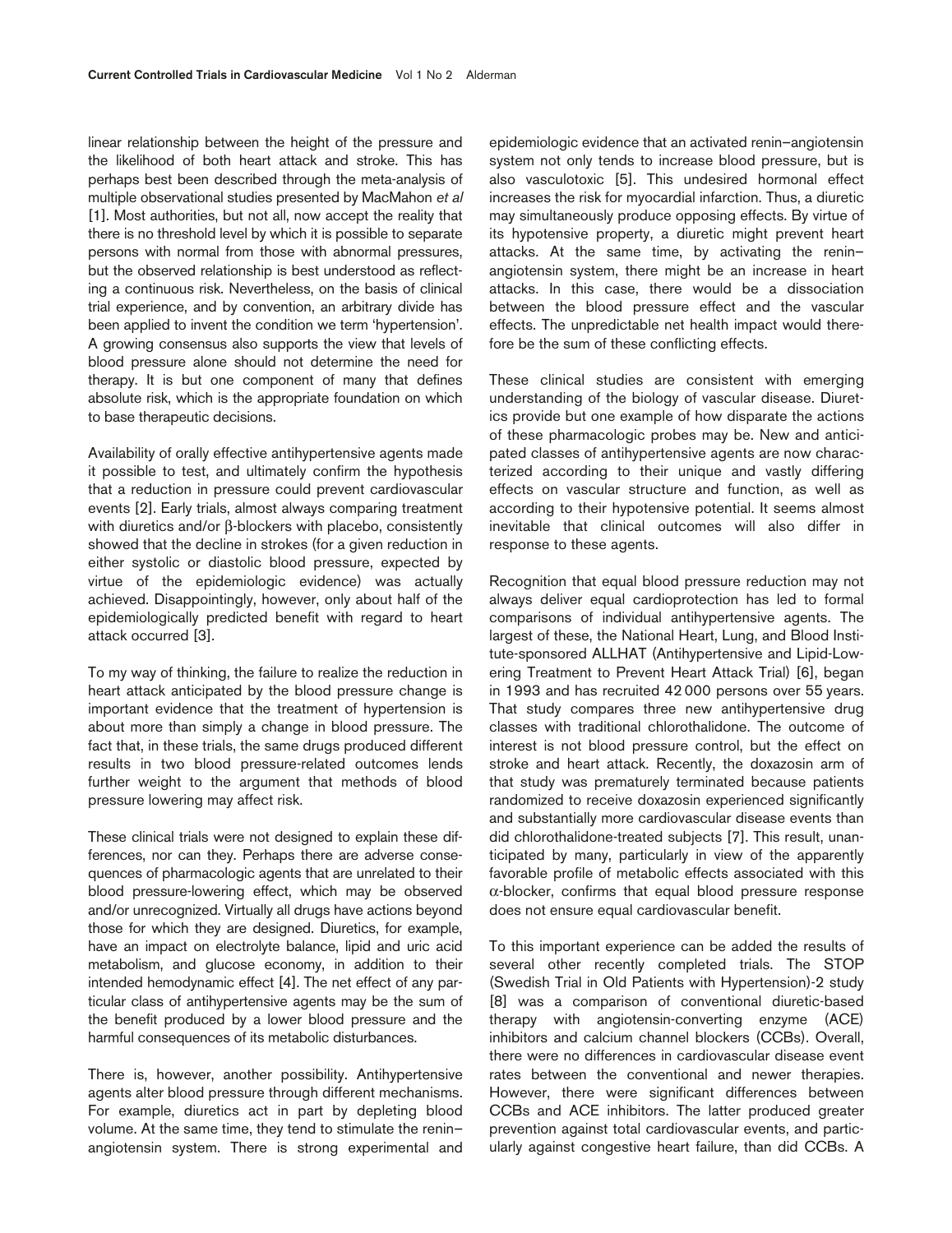linear relationship between the height of the pressure and the likelihood of both heart attack and stroke. This has perhaps best been described through the meta-analysis of multiple observational studies presented by MacMahon *et al* [1]. Most authorities, but not all, now accept the reality that there is no threshold level by which it is possible to separate persons with normal from those with abnormal pressures, but the observed relationship is best understood as reflecting a continuous risk. Nevertheless, on the basis of clinical trial experience, and by convention, an arbitrary divide has been applied to invent the condition we term 'hypertension'. A growing consensus also supports the view that levels of blood pressure alone should not determine the need for therapy. It is but one component of many that defines absolute risk, which is the appropriate foundation on which to base therapeutic decisions.

Availability of orally effective antihypertensive agents made it possible to test, and ultimately confirm the hypothesis that a reduction in pressure could prevent cardiovascular events [2]. Early trials, almost always comparing treatment with diuretics and/or β-blockers with placebo, consistently showed that the decline in strokes (for a given reduction in either systolic or diastolic blood pressure, expected by virtue of the epidemiologic evidence) was actually achieved. Disappointingly, however, only about half of the epidemiologically predicted benefit with regard to heart attack occurred [3].

To my way of thinking, the failure to realize the reduction in heart attack anticipated by the blood pressure change is important evidence that the treatment of hypertension is about more than simply a change in blood pressure. The fact that, in these trials, the same drugs produced different results in two blood pressure-related outcomes lends further weight to the argument that methods of blood pressure lowering may affect risk.

These clinical trials were not designed to explain these differences, nor can they. Perhaps there are adverse consequences of pharmacologic agents that are unrelated to their blood pressure-lowering effect, which may be observed and/or unrecognized. Virtually all drugs have actions beyond those for which they are designed. Diuretics, for example, have an impact on electrolyte balance, lipid and uric acid metabolism, and glucose economy, in addition to their intended hemodynamic effect [4]. The net effect of any particular class of antihypertensive agents may be the sum of the benefit produced by a lower blood pressure and the harmful consequences of its metabolic disturbances.

There is, however, another possibility. Antihypertensive agents alter blood pressure through different mechanisms. For example, diuretics act in part by depleting blood volume. At the same time, they tend to stimulate the renin–angiotensin system. There is strong experimental and epidemiologic evidence that an activated renin–angiotensin system not only tends to increase blood pressure, but is also vasculotoxic [5]. This undesired hormonal effect increases the risk for myocardial infarction. Thus, a diuretic may simultaneously produce opposing effects. By virtue of its hypotensive property, a diuretic might prevent heart attacks. At the same time, by activating the renin–angiotensin system, there might be an increase in heart attacks. In this case, there would be a dissociation between the blood pressure effect and the vascular effects. The unpredictable net health impact would therefore be the sum of these conflicting effects.

These clinical studies are consistent with emerging understanding of the biology of vascular disease. Diuretics provide but one example of how disparate the actions of these pharmacologic probes may be. New and anticipated classes of antihypertensive agents are now characterized according to their unique and vastly differing effects on vascular structure and function, as well as according to their hypotensive potential. It seems almost inevitable that clinical outcomes will also differ in response to these agents.

Recognition that equal blood pressure reduction may not always deliver equal cardioprotection has led to formal comparisons of individual antihypertensive agents. The largest of these, the National Heart, Lung, and Blood Institute-sponsored ALLHAT (Antihypertensive and Lipid-Lowering Treatment to Prevent Heart Attack Trial) [6], began in 1993 and has recruited 42 000 persons over 55 years. That study compares three new antihypertensive drug classes with traditional chlorothalidone. The outcome of interest is not blood pressure control, but the effect on stroke and heart attack. Recently, the doxazosin arm of that study was prematurely terminated because patients randomized to receive doxazosin experienced significantly and substantially more cardiovascular disease events than did chlorothalidone-treated subjects [7]. This result, unanticipated by many, particularly in view of the apparently favorable profile of metabolic effects associated with this α-blocker, confirms that equal blood pressure response does not ensure equal cardiovascular benefit.

To this important experience can be added the results of several other recently completed trials. The STOP (Swedish Trial in Old Patients with Hypertension)-2 study [8] was a comparison of conventional diuretic-based therapy with angiotensin-converting enzyme (ACE) inhibitors and calcium channel blockers (CCBs). Overall, there were no differences in cardiovascular disease event rates between the conventional and newer therapies. However, there were significant differences between CCBs and ACE inhibitors. The latter produced greater prevention against total cardiovascular events, and particularly against congestive heart failure, than did CCBs. A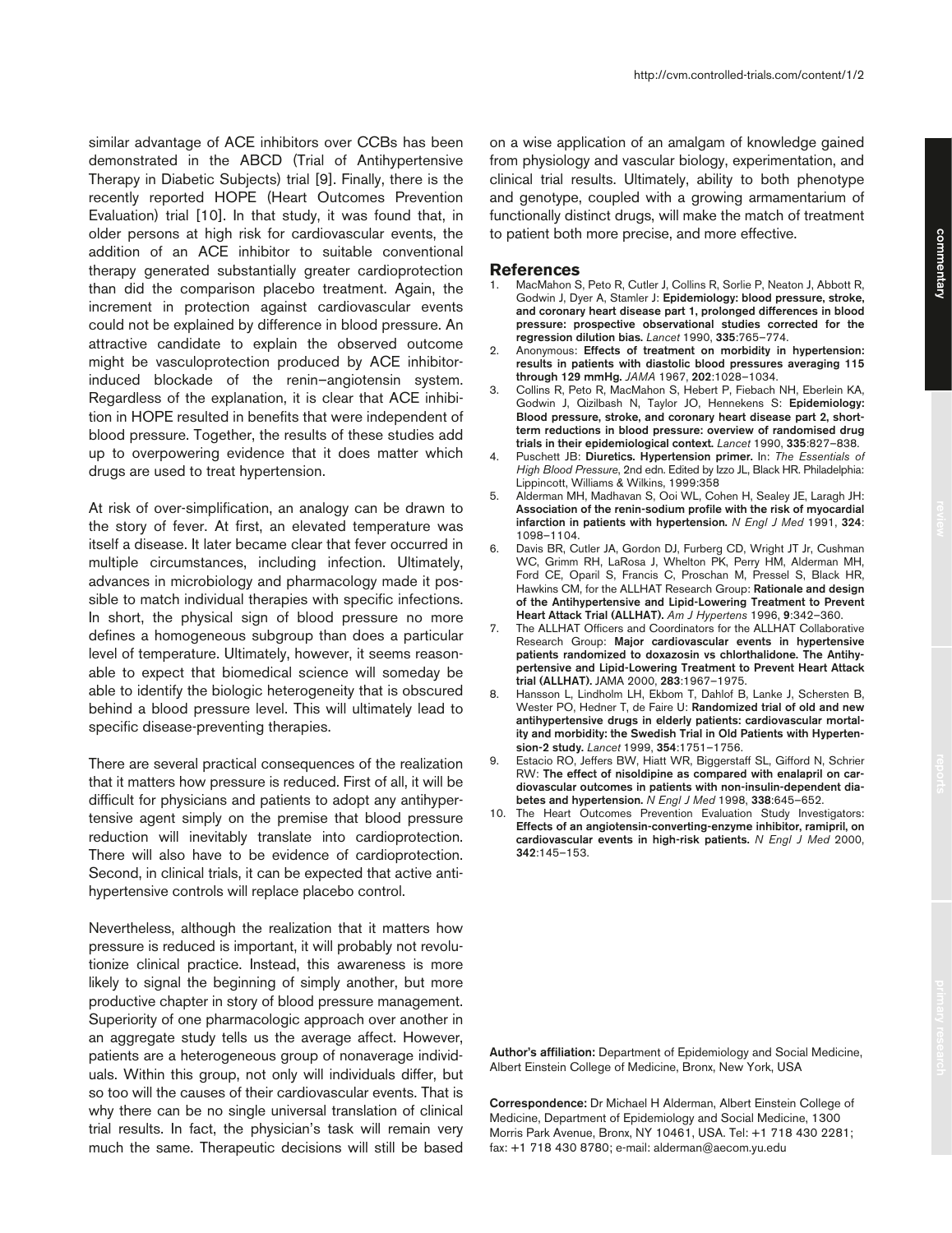similar advantage of ACE inhibitors over CCBs has been demonstrated in the ABCD (Trial of Antihypertensive Therapy in Diabetic Subjects) trial [9]. Finally, there is the recently reported HOPE (Heart Outcomes Prevention Evaluation) trial [10]. In that study, it was found that, in older persons at high risk for cardiovascular events, the addition of an ACE inhibitor to suitable conventional therapy generated substantially greater cardioprotection than did the comparison placebo treatment. Again, the increment in protection against cardiovascular events could not be explained by difference in blood pressure. An attractive candidate to explain the observed outcome might be vasculoprotection produced by ACE inhibitor-induced blockade of the renin–angiotensin system. Regardless of the explanation, it is clear that ACE inhibition in HOPE resulted in benefits that were independent of blood pressure. Together, the results of these studies add up to overpowering evidence that it does matter which drugs are used to treat hypertension.

At risk of over-simplification, an analogy can be drawn to the story of fever. At first, an elevated temperature was itself a disease. It later became clear that fever occurred in multiple circumstances, including infection. Ultimately, advances in microbiology and pharmacology made it possible to match individual therapies with specific infections. In short, the physical sign of blood pressure no more defines a homogeneous subgroup than does a particular level of temperature. Ultimately, however, it seems reasonable to expect that biomedical science will someday be able to identify the biologic heterogeneity that is obscured behind a blood pressure level. This will ultimately lead to specific disease-preventing therapies.

There are several practical consequences of the realization that it matters how pressure is reduced. First of all, it will be difficult for physicians and patients to adopt any antihypertensive agent simply on the premise that blood pressure reduction will inevitably translate into cardioprotection. There will also have to be evidence of cardioprotection. Second, in clinical trials, it can be expected that active antihypertensive controls will replace placebo control.

Nevertheless, although the realization that it matters how pressure is reduced is important, it will probably not revolutionize clinical practice. Instead, this awareness is more likely to signal the beginning of simply another, but more productive chapter in story of blood pressure management. Superiority of one pharmacologic approach over another in an aggregate study tells us the average affect. However, patients are a heterogeneous group of nonaverage individuals. Within this group, not only will individuals differ, but so too will the causes of their cardiovascular events. That is why there can be no single universal translation of clinical trial results. In fact, the physician's task will remain very much the same. Therapeutic decisions will still be based on a wise application of an amalgam of knowledge gained from physiology and vascular biology, experimentation, and clinical trial results. Ultimately, ability to both phenotype and genotype, coupled with a growing armamentarium of functionally distinct drugs, will make the match of treatment to patient both more precise, and more effective.

## References

1. MacMahon S, Peto R, Cutler J, Collins R, Sorlie P, Neaton J, Abbott R, Godwin J, Dyer A, Stamler J: **Epidemiology: blood pressure, stroke, and coronary heart disease part 1, prolonged differences in blood pressure: prospective observational studies corrected for the regression dilution bias.** *Lancet* 1990, **335**:765–774.
2. Anonymous: **Effects of treatment on morbidity in hypertension: results in patients with diastolic blood pressures averaging 115 through 129 mmHg.** *JAMA* 1967, **202**:1028–1034.
3. Collins R, Peto R, MacMahon S, Hebert P, Fiebach NH, Eberlein KA, Godwin J, Qizilbash N, Taylor JO, Hennekens S: **Epidemiology: Blood pressure, stroke, and coronary heart disease part 2, short-term reductions in blood pressure: overview of randomised drug trials in their epidemiological context.** *Lancet* 1990, **335**:827–838.
4. Puschett JB: **Diuretics. Hypertension primer.** In: *The Essentials of High Blood Pressure*, 2nd edn. Edited by Izzo JL, Black HR. Philadelphia: Lippincott, Williams & Wilkins, 1999:358
5. Alderman MH, Madhavan S, Ooi WL, Cohen H, Sealey JE, Laragh JH: **Association of the renin-sodium profile with the risk of myocardial infarction in patients with hypertension.** *N Engl J Med* 1991, **324**: 1098–1104.
6. Davis BR, Cutler JA, Gordon DJ, Furberg CD, Wright JT Jr, Cushman WC, Grimm RH, LaRosa J, Whelton PK, Perry HM, Alderman MH, Ford CE, Oparil S, Francis C, Proschan M, Pressel S, Black HR, Hawkins CM, for the ALLHAT Research Group: **Rationale and design of the Antihypertensive and Lipid-Lowering Treatment to Prevent Heart Attack Trial (ALLHAT).** *Am J Hypertens* 1996, **9**:342–360.
7. The ALLHAT Officers and Coordinators for the ALLHAT Collaborative Research Group: **Major cardiovascular events in hypertensive patients randomized to doxazosin vs chlorthalidone. The Antihypertensive and Lipid-Lowering Treatment to Prevent Heart Attack trial (ALLHAT).** JAMA 2000, **283**:1967–1975.
8. Hansson L, Lindholm LH, Ekbom T, Dahlof B, Lanke J, Schersten B, Wester PO, Hedner T, de Faire U: **Randomized trial of old and new antihypertensive drugs in elderly patients: cardiovascular mortality and morbidity: the Swedish Trial in Old Patients with Hypertension-2 study.** *Lancet* 1999, **354**:1751–1756.
9. Estacio RO, Jeffers BW, Hiatt WR, Biggerstaff SL, Gifford N, Schrier RW: **The effect of nisoldipine as compared with enalapril on cardiovascular outcomes in patients with non-insulin-dependent diabetes and hypertension.** *N Engl J Med* 1998, **338**:645–652.
10. The Heart Outcomes Prevention Evaluation Study Investigators: **Effects of an angiotensin-converting-enzyme inhibitor, ramipril, on cardiovascular events in high-risk patients.** *N Engl J Med* 2000, **342**:145–153.

**Author's affiliation:** Department of Epidemiology and Social Medicine, Albert Einstein College of Medicine, Bronx, New York, USA

**Correspondence:** Dr Michael H Alderman, Albert Einstein College of Medicine, Department of Epidemiology and Social Medicine, 1300 Morris Park Avenue, Bronx, NY 10461, USA. Tel: +1 718 430 2281; fax: +1 718 430 8780; e-mail: alderman@aecom.yu.edu